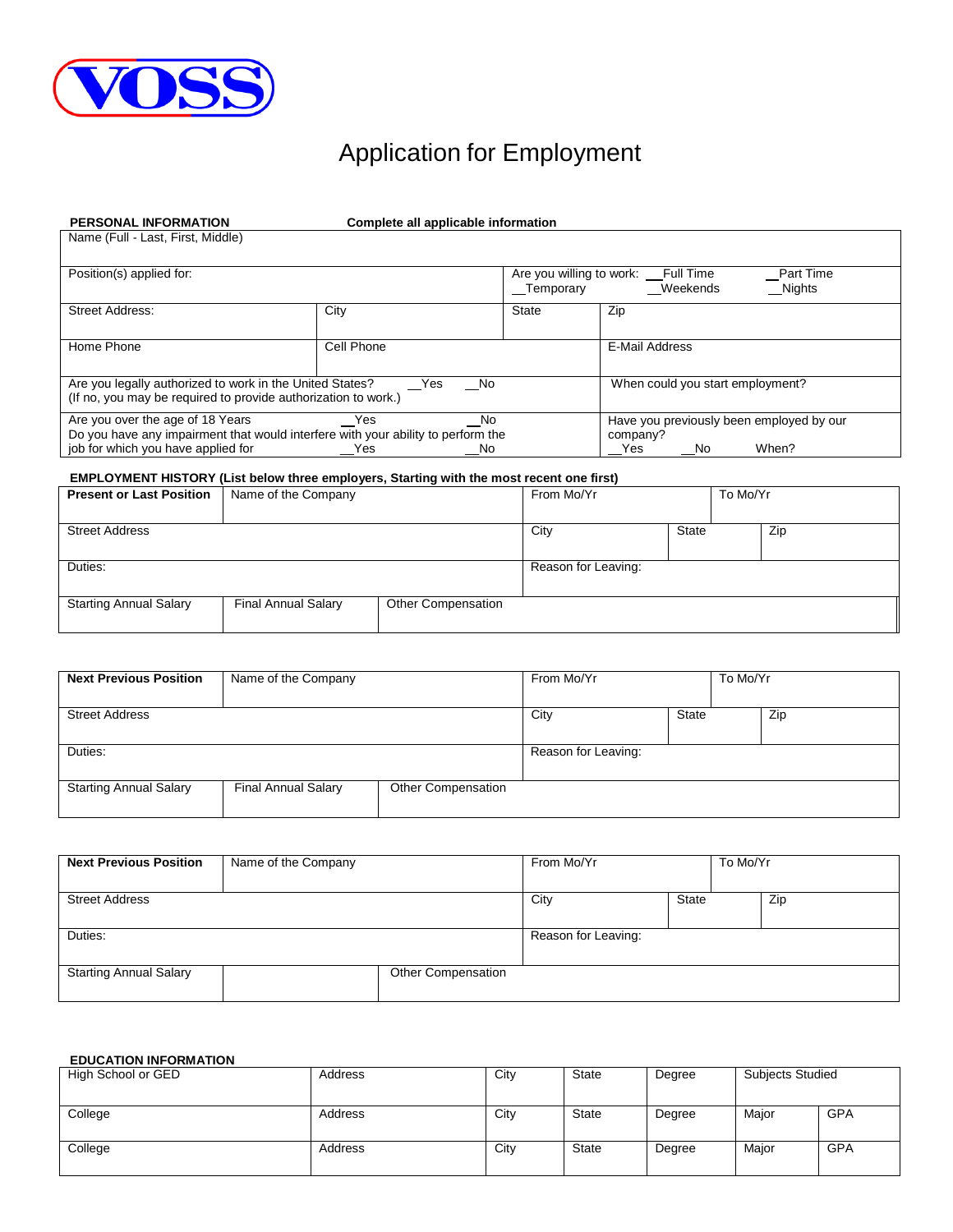VOSS

# Application for Employment

**PERSONAL INFORMATION** **Complete all applicable information**

| Name (Full - Last, First, Middle) | | | | |
|---|---|---|---|---|
| Position(s) applied for: | | | Are you willing to work: __Full Time __Part Time __Temporary __Weekends __Nights | |
| Street Address: | City | State | Zip | |
| Home Phone | Cell Phone | | E-Mail Address | |
| Are you legally authorized to work in the United States? __Yes __No (If no, you may be required to provide authorization to work.) | | | When could you start employment? | |
| Are you over the age of 18 Years __Yes __No Do you have any impairment that would interfere with your ability to perform the job for which you have applied for __Yes __No | | | Have you previously been employed by our company? __Yes __No When? | |

**EMPLOYMENT HISTORY (List below three employers, Starting with the most recent one first)**

| **Present or Last Position** | Name of the Company | | From Mo/Yr | | To Mo/Yr |
|---|---|---|---|---|---|
| Street Address | | | City | State | Zip |
| Duties: | | | Reason for Leaving: | | |
| Starting Annual Salary | Final Annual Salary | Other Compensation | | | |

| **Next Previous Position** | Name of the Company | | From Mo/Yr | | To Mo/Yr |
|---|---|---|---|---|---|
| Street Address | | | City | State | Zip |
| Duties: | | | Reason for Leaving: | | |
| Starting Annual Salary | Final Annual Salary | Other Compensation | | | |

| **Next Previous Position** | Name of the Company | | From Mo/Yr | | To Mo/Yr |
|---|---|---|---|---|---|
| Street Address | | | City | State | Zip |
| Duties: | | | Reason for Leaving: | | |
| Starting Annual Salary | | Other Compensation | | | |

**EDUCATION INFORMATION**

| High School or GED | Address | City | State | Degree | Subjects Studied | |
|---|---|---|---|---|---|---|
| College | Address | City | State | Degree | Major | GPA |
| College | Address | City | State | Degree | Major | GPA |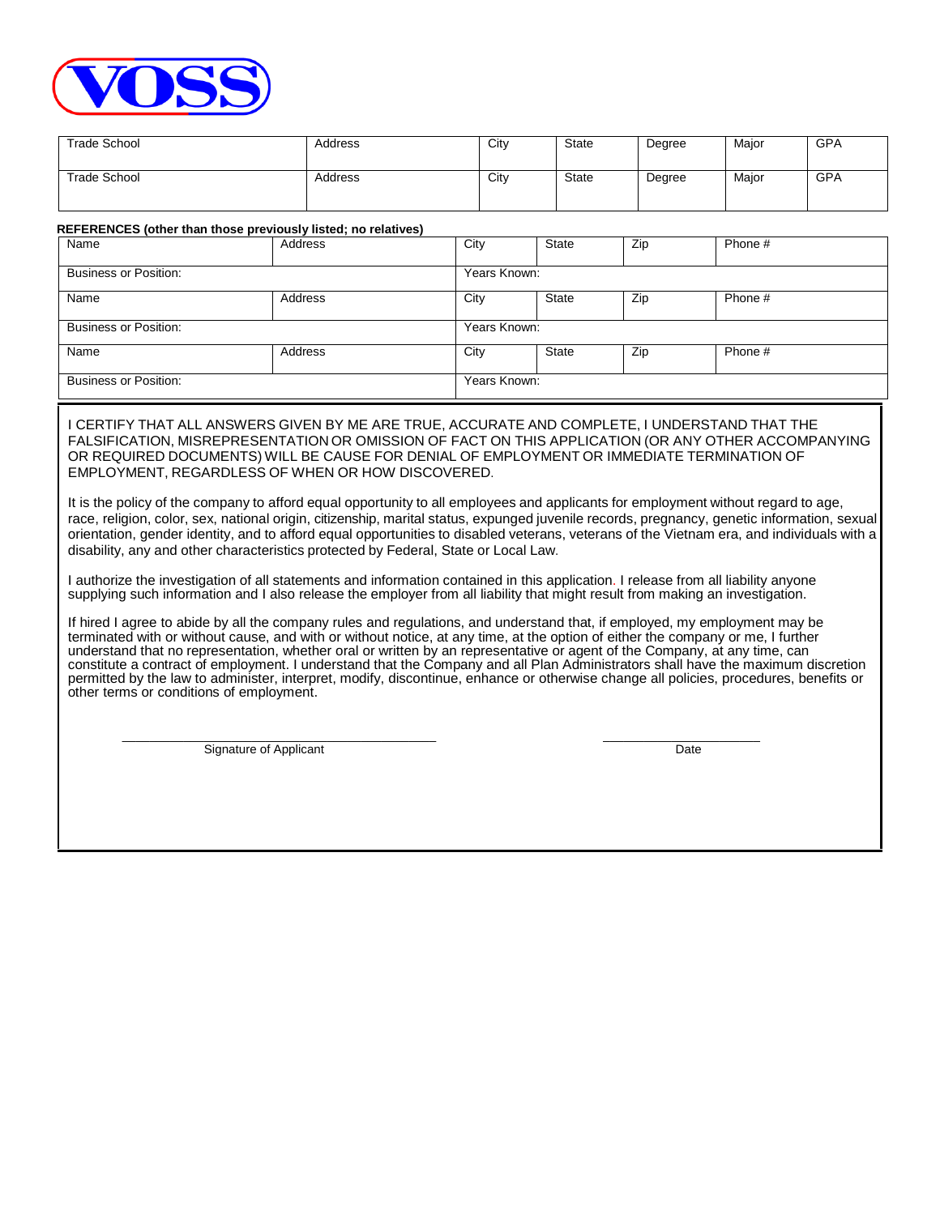VOSS

| | | | | | | |
|---|---|---|---|---|---|---|
| Trade School | Address | City | State | Degree | Major | GPA |
| Trade School | Address | City | State | Degree | Major | GPA |

**REFERENCES (other than those previously listed; no relatives)**

| | | | | | |
|---|---|---|---|---|---|
| Name | Address | City | State | Zip | Phone # |
| Business or Position: | | Years Known: | | | |
| Name | Address | City | State | Zip | Phone # |
| Business or Position: | | Years Known: | | | |
| Name | Address | City | State | Zip | Phone # |
| Business or Position: | | Years Known: | | | |

I CERTIFY THAT ALL ANSWERS GIVEN BY ME ARE TRUE, ACCURATE AND COMPLETE, I UNDERSTAND THAT THE FALSIFICATION, MISREPRESENTATION OR OMISSION OF FACT ON THIS APPLICATION (OR ANY OTHER ACCOMPANYING OR REQUIRED DOCUMENTS) WILL BE CAUSE FOR DENIAL OF EMPLOYMENT OR IMMEDIATE TERMINATION OF EMPLOYMENT, REGARDLESS OF WHEN OR HOW DISCOVERED.

It is the policy of the company to afford equal opportunity to all employees and applicants for employment without regard to age, race, religion, color, sex, national origin, citizenship, marital status, expunged juvenile records, pregnancy, genetic information, sexual orientation, gender identity, and to afford equal opportunities to disabled veterans, veterans of the Vietnam era, and individuals with a disability, any and other characteristics protected by Federal, State or Local Law.

I authorize the investigation of all statements and information contained in this application. I release from all liability anyone supplying such information and I also release the employer from all liability that might result from making an investigation.

If hired I agree to abide by all the company rules and regulations, and understand that, if employed, my employment may be terminated with or without cause, and with or without notice, at any time, at the option of either the company or me, I further understand that no representation, whether oral or written by an representative or agent of the Company, at any time, can constitute a contract of employment. I understand that the Company and all Plan Administrators shall have the maximum discretion permitted by the law to administer, interpret, modify, discontinue, enhance or otherwise change all policies, procedures, benefits or other terms or conditions of employment.

\_\_\_\_\_\_\_\_\_\_\_\_\_\_\_\_\_\_\_\_\_\_\_\_\_\_\_\_\_\_\_\_\_\_\_\_\_\_\_\_
Signature of Applicant

\_\_\_\_\_\_\_\_\_\_\_\_\_\_\_\_\_\_\_\_
Date